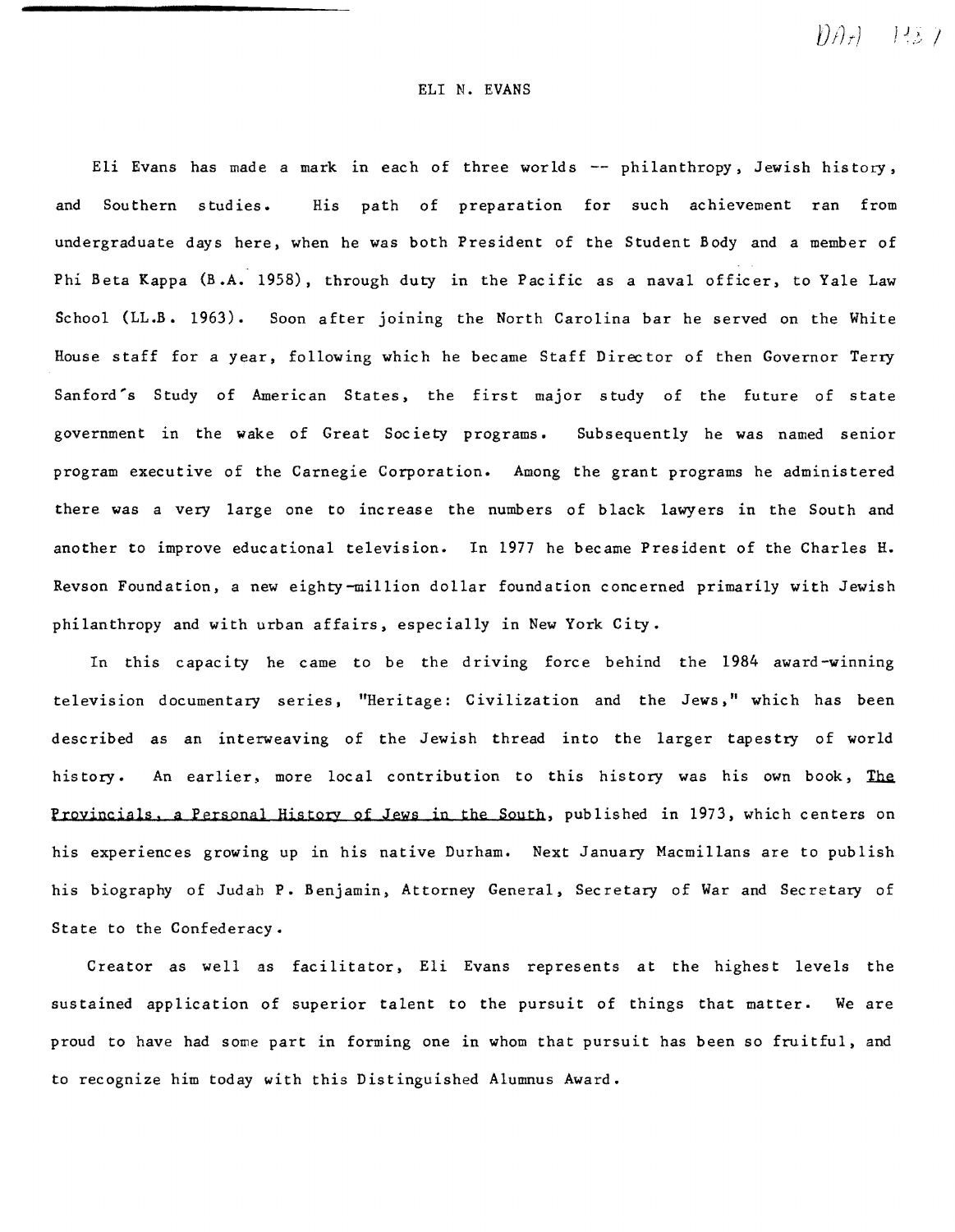# ELI N. EVANS

Eli Evans has made a mark in each of three worlds -- philanthropy, Jewish history, and Southern studies. His path of preparation for such achievement ran from undergraduate days here, when he was both President of the Student Body and a member of Phi Beta Kappa (B.A. 1958), through duty in the Pacific as a naval officer, to Yale Law School (LL.B. 1963). Soon after joining the North Carolina bar he served on the White House staff for a year, following which he became Staff Director of then Governor Terry Sanford's Study of American States, the first major study of the future of state government in the wake of Great Society programs. Subsequently he was named senior program executive of the Carnegie Corporation. Among the grant programs he administered there was a very large one to increase the numbers of black lawyers in the South and another to improve educational television. In 1977 he became President of the Charles H. Revson Foundation, a new eighty-million dollar foundation concerned primarily with Jewish philanthropy and with urban affairs, especially in New York City.

In this capacity he came to be the driving force behind the 1984 award-winning television documentary series, "Heritage: Civilization and the Jews," which has been described as an interweaving of the Jewish thread into the larger tapestry of world history. An earlier, more local contribution to this history was his own book, The Provincials, a Personal History of Jews in the South, published in 1973, which centers on his experiences growing up in his native Durham. Next January Macmillans are to publish his biography of Judah P. Benjamin, Attorney General, Secretary of War and Secretary of State to the Confederacy.

Creator as well as facilitator, Eli Evans represents at the highest levels the sustained application of superior talent to the pursuit of things that matter. We are proud to have had some part in forming one in whom that pursuit has been so fruitful, and to recognize him today with this Distinguished Alumnus Award.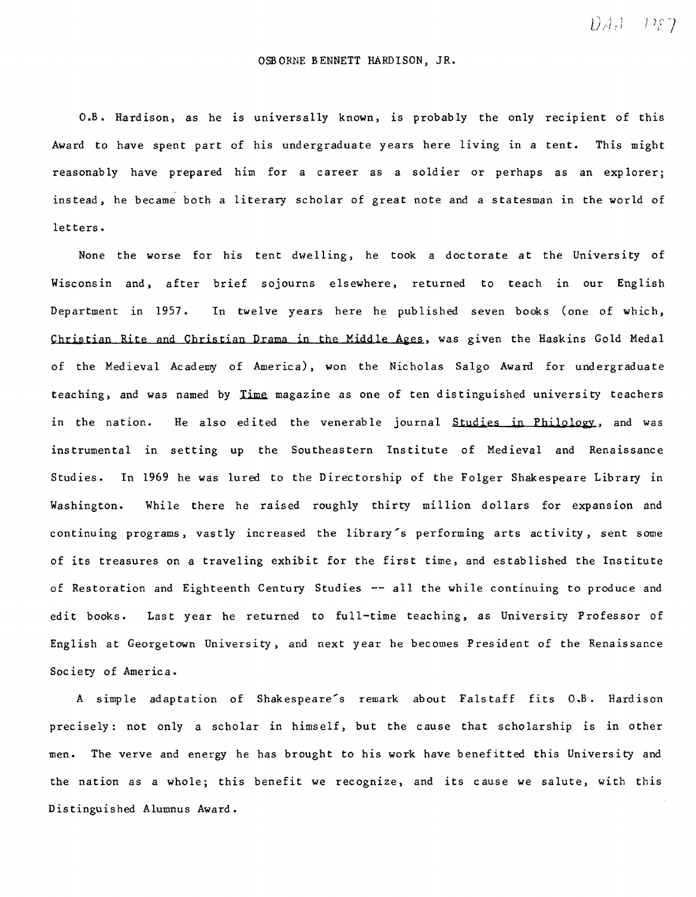# OSBORNE BENNETT HARDISON, JR.

O.B. Hardison, as he is universally known, is probably the only recipient of this Award to have spent part of his undergraduate years here living in a tent. This might reasonably have prepared him for a career as a soldier or perhaps as an explorer; instead, he became both a literary scholar of great note and a statesman in the world of letters.

None the worse for his tent dwelling, he took a doctorate at the University of Wisconsin and, after brief sojourns elsewhere, returned to teach in our English Department in 1957. In twelve years here he published seven books (one of which, _Christian Rite and Christian Drama in the Middle Ages_, was given the Haskins Gold Medal of the Medieval Academy of America), won the Nicholas Salgo Award for undergraduate teaching, and was named by _Time_ magazine as one of ten distinguished university teachers in the nation. He also edited the venerable journal _Studies in Philology_, and was instrumental in setting up the Southeastern Institute of Medieval and Renaissance Studies. In 1969 he was lured to the Directorship of the Folger Shakespeare Library in Washington. While there he raised roughly thirty million dollars for expansion and continuing programs, vastly increased the library's performing arts activity, sent some of its treasures on a traveling exhibit for the first time, and established the Institute of Restoration and Eighteenth Century Studies -- all the while continuing to produce and edit books. Last year he returned to full-time teaching, as University Professor of English at Georgetown University, and next year he becomes President of the Renaissance Society of America.

A simple adaptation of Shakespeare's remark about Falstaff fits O.B. Hardison precisely: not only a scholar in himself, but the cause that scholarship is in other men. The verve and energy he has brought to his work have benefitted this University and the nation as a whole; this benefit we recognize, and its cause we salute, with this Distinguished Alumnus Award.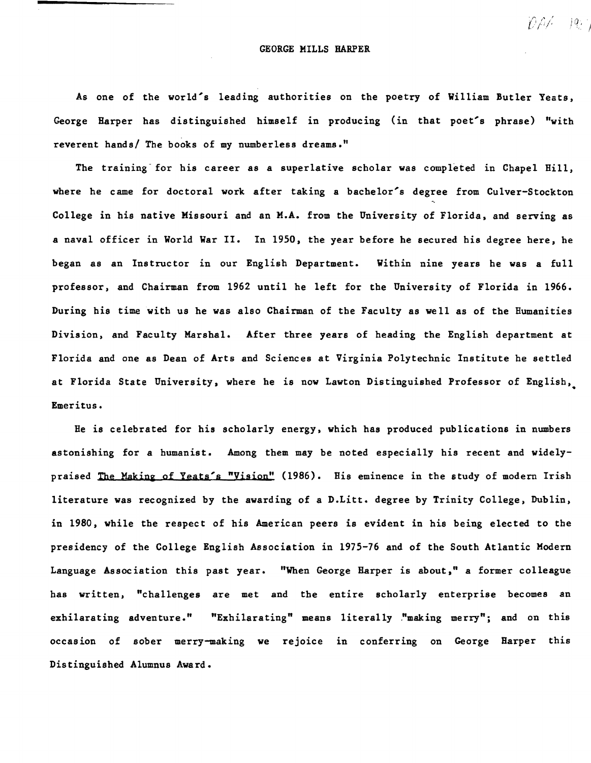# GEORGE MILLS HARPER

As one of the world's leading authorities on the poetry of William Butler Yeats, George Harper has distinguished himself in producing (in that poet's phrase) "with reverent hands/ The books of my numberless dreams."

The training for his career as a superlative scholar was completed in Chapel Hill, where he came for doctoral work after taking a bachelor's degree from Culver-Stockton College in his native Missouri and an M.A. from the University of Florida, and serving as a naval officer in World War II. In 1950, the year before he secured his degree here, he began as an Instructor in our English Department. Within nine years he was a full professor, and Chairman from 1962 until he left for the University of Florida in 1966. During his time with us he was also Chairman of the Faculty as well as of the Humanities Division, and Faculty Marshal. After three years of heading the English department at Florida and one as Dean of Arts and Sciences at Virginia Polytechnic Institute he settled at Florida State University, where he is now Lawton Distinguished Professor of English, Emeritus.

He is celebrated for his scholarly energy, which has produced publications in numbers astonishing for a humanist. Among them may be noted especially his recent and widely-praised The Making of Yeats's "Vision" (1986). His eminence in the study of modern Irish literature was recognized by the awarding of a D.Litt. degree by Trinity College, Dublin, in 1980, while the respect of his American peers is evident in his being elected to the presidency of the College English Association in 1975-76 and of the South Atlantic Modern Language Association this past year. "When George Harper is about," a former colleague has written, "challenges are met and the entire scholarly enterprise becomes an exhilarating adventure." "Exhilarating" means literally "making merry"; and on this occasion of sober merry-making we rejoice in conferring on George Harper this Distinguished Alumnus Award.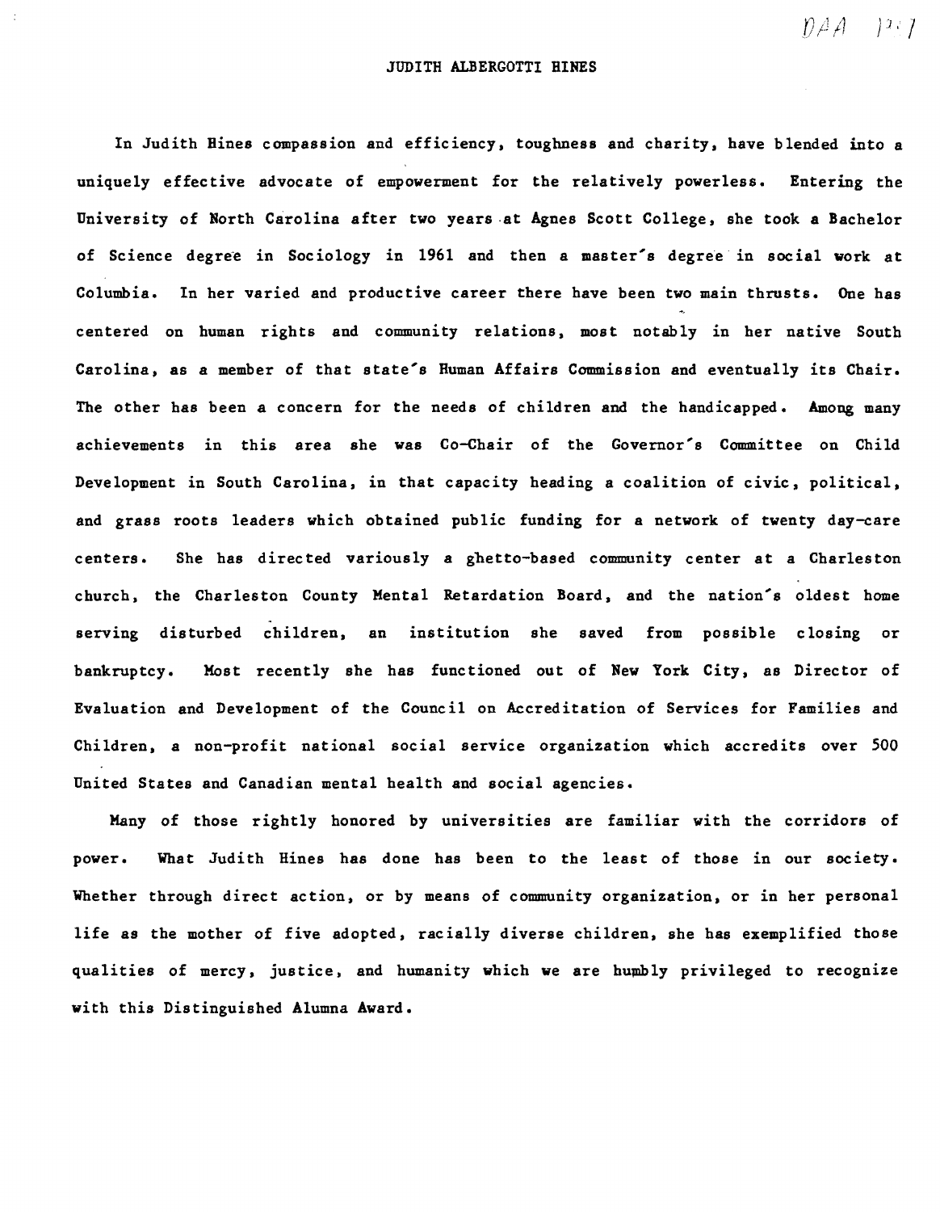# JUDITH ALBERGOTTI HINES

In Judith Hines compassion and efficiency, toughness and charity, have blended into a uniquely effective advocate of empowerment for the relatively powerless. Entering the University of North Carolina after two years at Agnes Scott College, she took a Bachelor of Science degree in Sociology in 1961 and then a master's degree in social work at Columbia. In her varied and productive career there have been two main thrusts. One has centered on human rights and community relations, most notably in her native South Carolina, as a member of that state's Human Affairs Commission and eventually its Chair. The other has been a concern for the needs of children and the handicapped. Among many achievements in this area she was Co-Chair of the Governor's Committee on Child Development in South Carolina, in that capacity heading a coalition of civic, political, and grass roots leaders which obtained public funding for a network of twenty day-care centers. She has directed variously a ghetto-based community center at a Charleston church, the Charleston County Mental Retardation Board, and the nation's oldest home serving disturbed children, an institution she saved from possible closing or bankruptcy. Most recently she has functioned out of New York City, as Director of Evaluation and Development of the Council on Accreditation of Services for Families and Children, a non-profit national social service organization which accredits over 500 United States and Canadian mental health and social agencies.

Many of those rightly honored by universities are familiar with the corridors of power. What Judith Hines has done has been to the least of those in our society. Whether through direct action, or by means of community organization, or in her personal life as the mother of five adopted, racially diverse children, she has exemplified those qualities of mercy, justice, and humanity which we are humbly privileged to recognize with this Distinguished Alumna Award.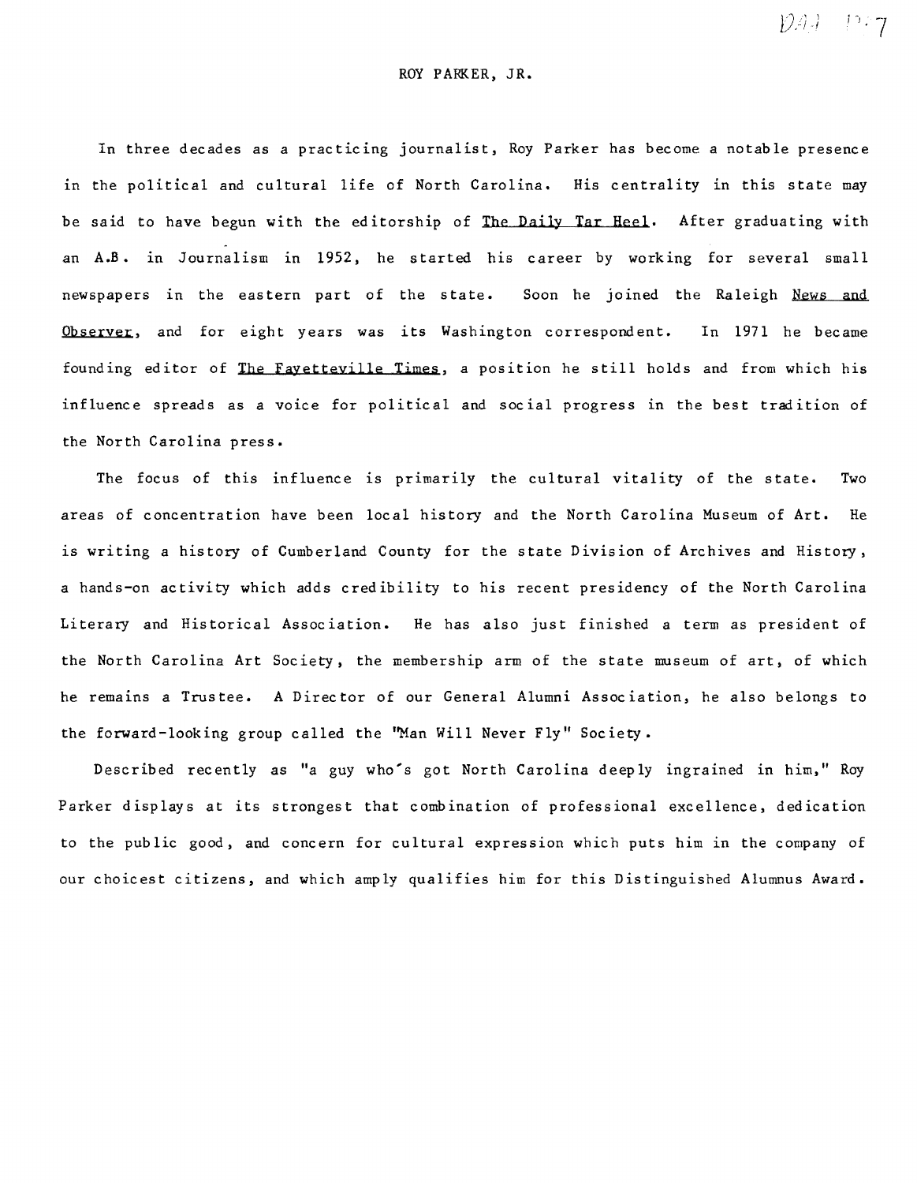# ROY PARKER, JR.

In three decades as a practicing journalist, Roy Parker has become a notable presence in the political and cultural life of North Carolina. His centrality in this state may be said to have begun with the editorship of The Daily Tar Heel. After graduating with an A.B. in Journalism in 1952, he started his career by working for several small newspapers in the eastern part of the state. Soon he joined the Raleigh News and Observer, and for eight years was its Washington correspondent. In 1971 he became founding editor of The Fayetteville Times, a position he still holds and from which his influence spreads as a voice for political and social progress in the best tradition of the North Carolina press.

The focus of this influence is primarily the cultural vitality of the state. Two areas of concentration have been local history and the North Carolina Museum of Art. He is writing a history of Cumberland County for the state Division of Archives and History, a hands-on activity which adds credibility to his recent presidency of the North Carolina Literary and Historical Association. He has also just finished a term as president of the North Carolina Art Society, the membership arm of the state museum of art, of which he remains a Trustee. A Director of our General Alumni Association, he also belongs to the forward-looking group called the "Man Will Never Fly" Society.

Described recently as "a guy who's got North Carolina deeply ingrained in him," Roy Parker displays at its strongest that combination of professional excellence, dedication to the public good, and concern for cultural expression which puts him in the company of our choicest citizens, and which amply qualifies him for this Distinguished Alumnus Award.